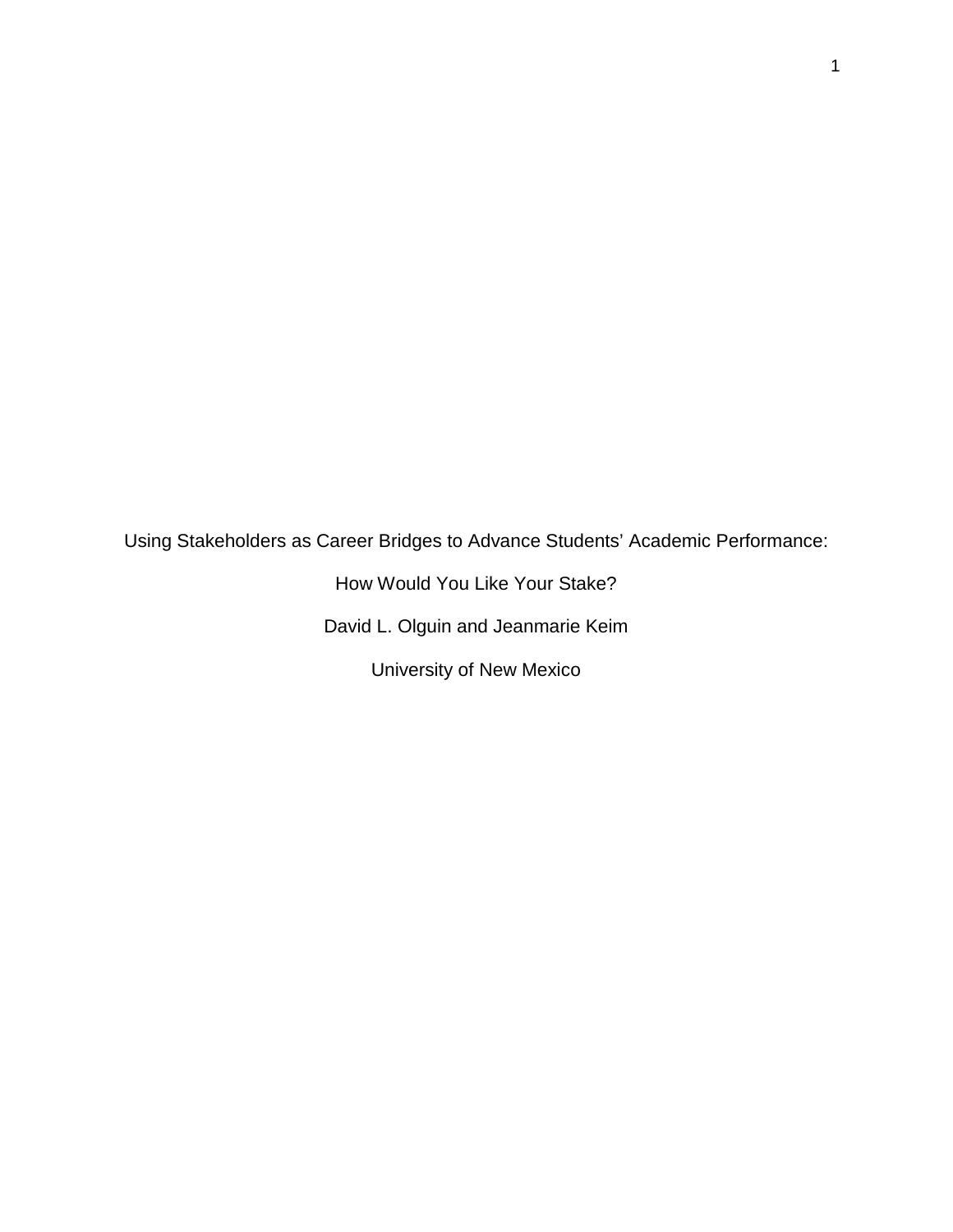# Using Stakeholders as Career Bridges to Advance Students' Academic Performance:

## How Would You Like Your Stake?

David L. Olguin and Jeanmarie Keim

University of New Mexico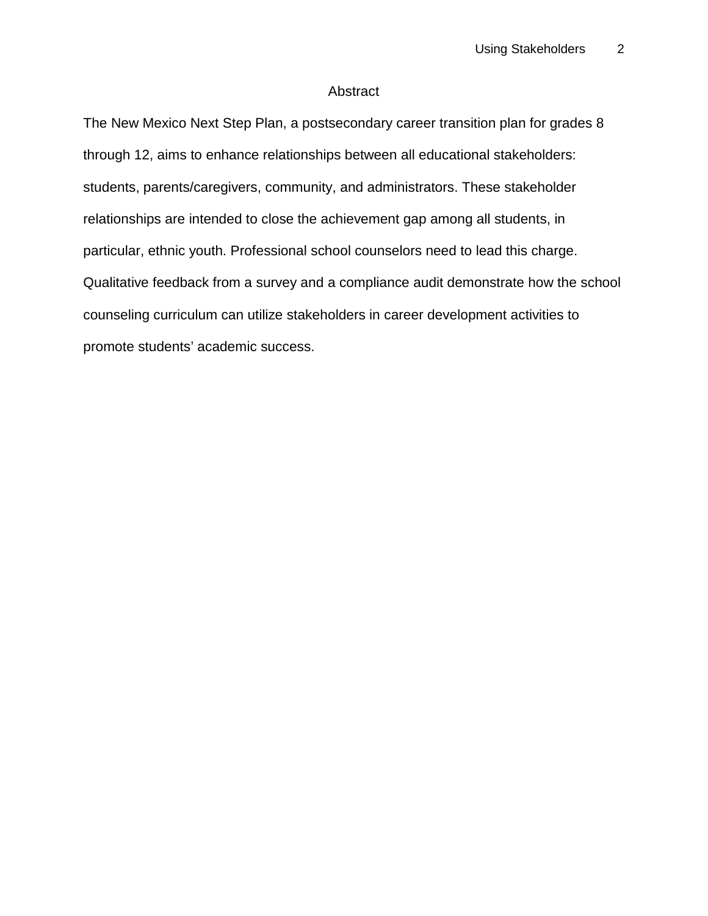# Abstract

The New Mexico Next Step Plan, a postsecondary career transition plan for grades 8 through 12, aims to enhance relationships between all educational stakeholders: students, parents/caregivers, community, and administrators. These stakeholder relationships are intended to close the achievement gap among all students, in particular, ethnic youth. Professional school counselors need to lead this charge. Qualitative feedback from a survey and a compliance audit demonstrate how the school counseling curriculum can utilize stakeholders in career development activities to promote students' academic success.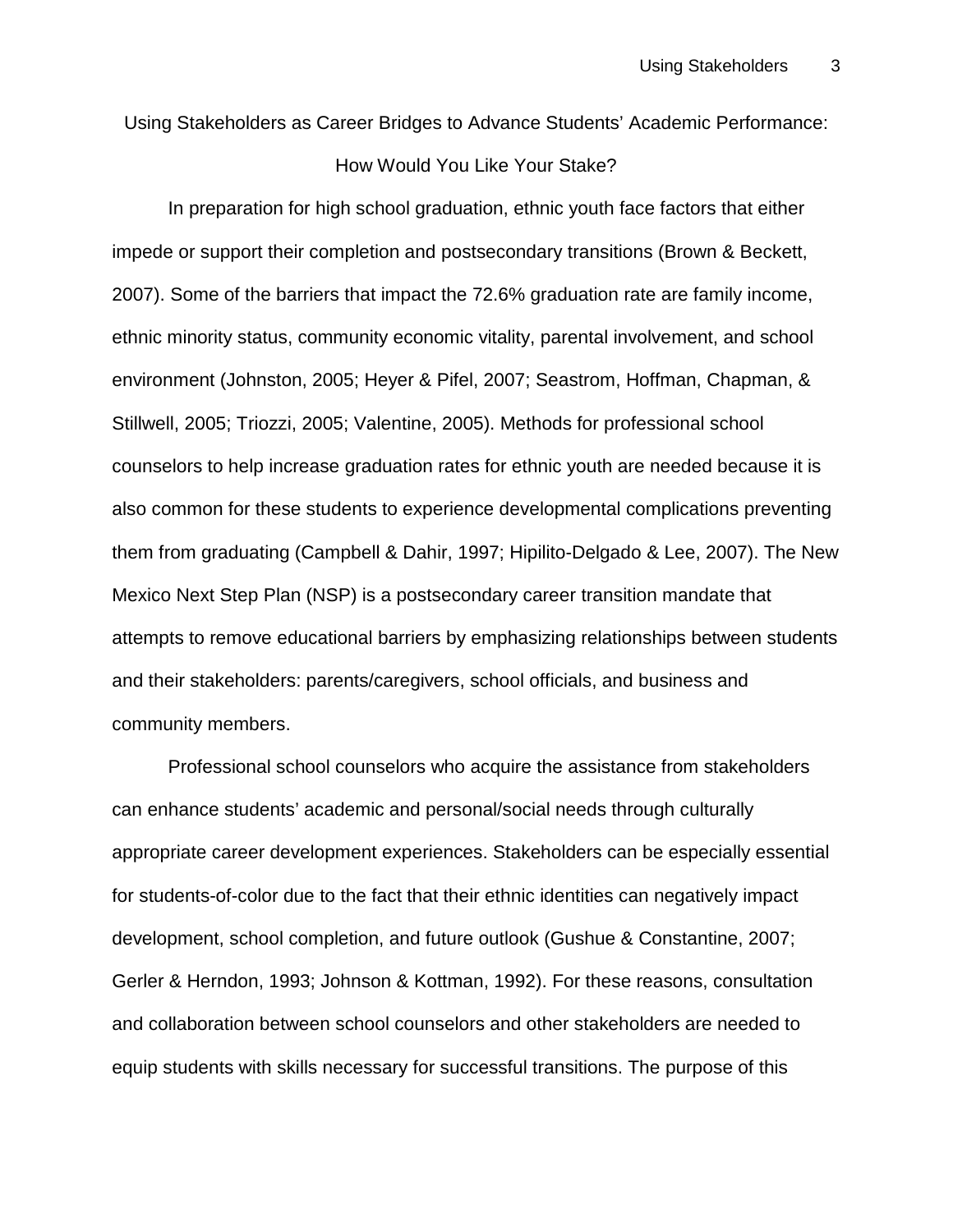# Using Stakeholders as Career Bridges to Advance Students' Academic Performance: How Would You Like Your Stake?

In preparation for high school graduation, ethnic youth face factors that either impede or support their completion and postsecondary transitions (Brown & Beckett, 2007). Some of the barriers that impact the 72.6% graduation rate are family income, ethnic minority status, community economic vitality, parental involvement, and school environment (Johnston, 2005; Heyer & Pifel, 2007; Seastrom, Hoffman, Chapman, & Stillwell, 2005; Triozzi, 2005; Valentine, 2005). Methods for professional school counselors to help increase graduation rates for ethnic youth are needed because it is also common for these students to experience developmental complications preventing them from graduating (Campbell & Dahir, 1997; Hipilito-Delgado & Lee, 2007). The New Mexico Next Step Plan (NSP) is a postsecondary career transition mandate that attempts to remove educational barriers by emphasizing relationships between students and their stakeholders: parents/caregivers, school officials, and business and community members.

Professional school counselors who acquire the assistance from stakeholders can enhance students' academic and personal/social needs through culturally appropriate career development experiences. Stakeholders can be especially essential for students-of-color due to the fact that their ethnic identities can negatively impact development, school completion, and future outlook (Gushue & Constantine, 2007; Gerler & Herndon, 1993; Johnson & Kottman, 1992). For these reasons, consultation and collaboration between school counselors and other stakeholders are needed to equip students with skills necessary for successful transitions. The purpose of this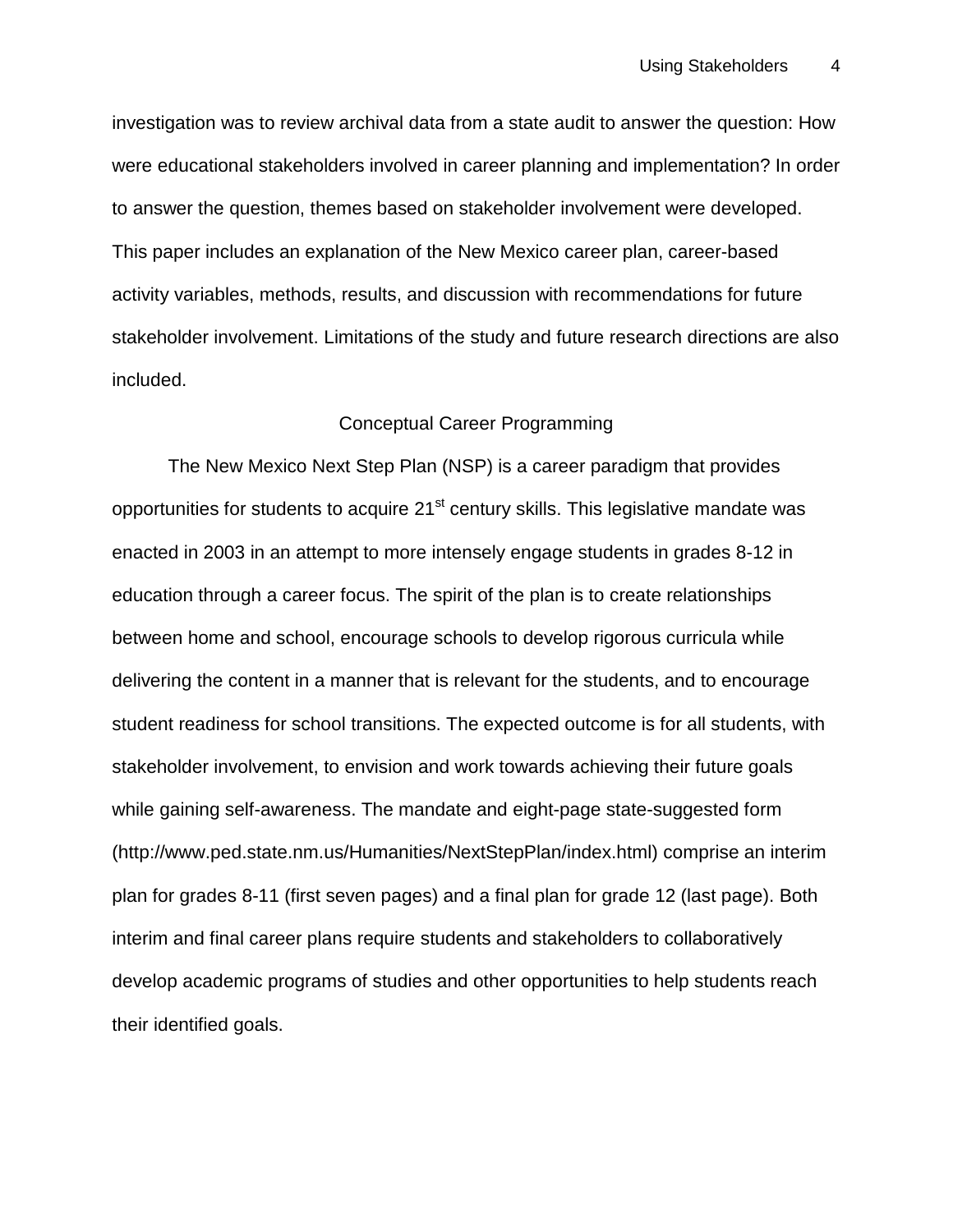investigation was to review archival data from a state audit to answer the question: How were educational stakeholders involved in career planning and implementation? In order to answer the question, themes based on stakeholder involvement were developed. This paper includes an explanation of the New Mexico career plan, career-based activity variables, methods, results, and discussion with recommendations for future stakeholder involvement. Limitations of the study and future research directions are also included.

## Conceptual Career Programming

The New Mexico Next Step Plan (NSP) is a career paradigm that provides opportunities for students to acquire 21st century skills. This legislative mandate was enacted in 2003 in an attempt to more intensely engage students in grades 8-12 in education through a career focus. The spirit of the plan is to create relationships between home and school, encourage schools to develop rigorous curricula while delivering the content in a manner that is relevant for the students, and to encourage student readiness for school transitions. The expected outcome is for all students, with stakeholder involvement, to envision and work towards achieving their future goals while gaining self-awareness. The mandate and eight-page state-suggested form (http://www.ped.state.nm.us/Humanities/NextStepPlan/index.html) comprise an interim plan for grades 8-11 (first seven pages) and a final plan for grade 12 (last page). Both interim and final career plans require students and stakeholders to collaboratively develop academic programs of studies and other opportunities to help students reach their identified goals.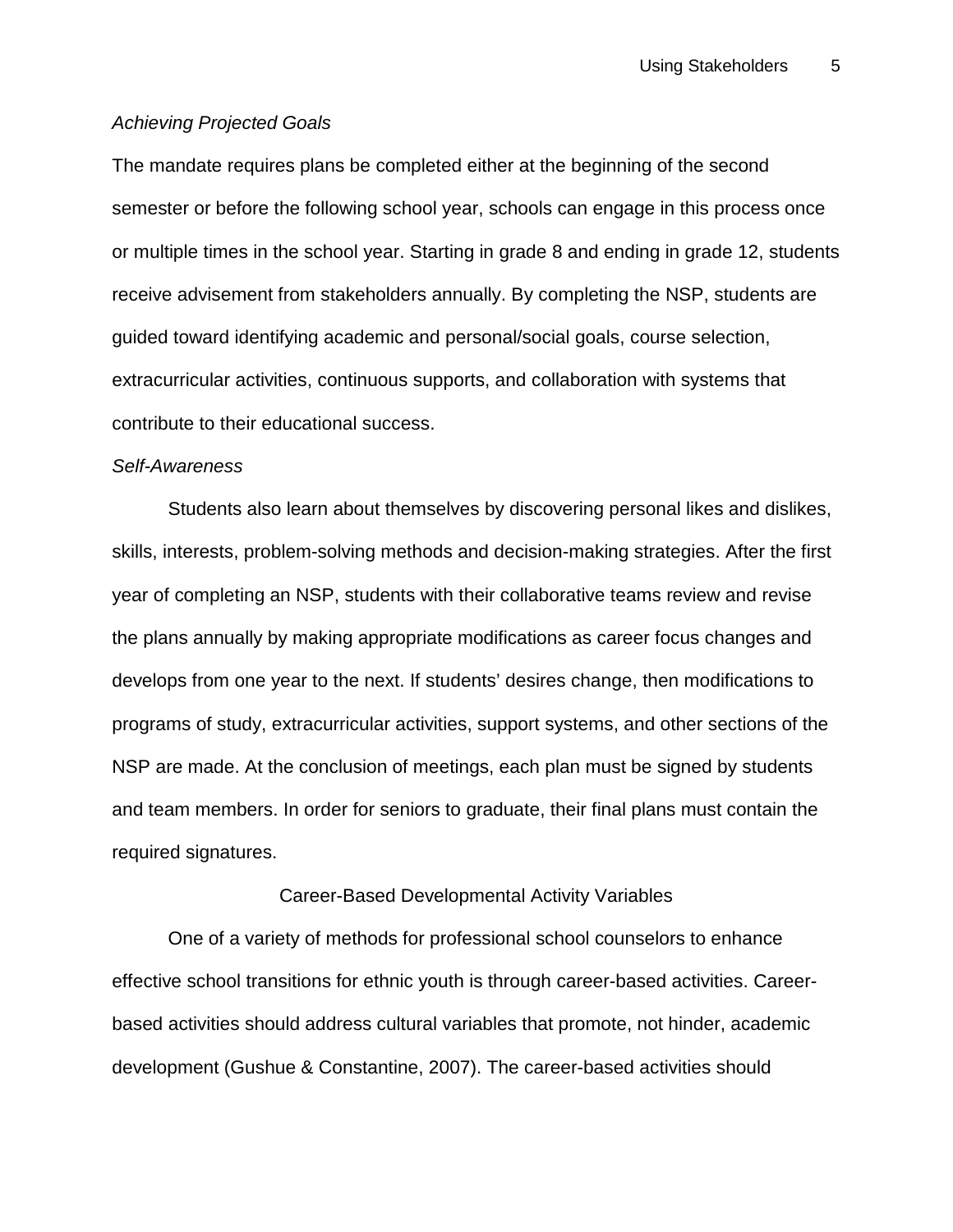*Achieving Projected Goals*

The mandate requires plans be completed either at the beginning of the second semester or before the following school year, schools can engage in this process once or multiple times in the school year. Starting in grade 8 and ending in grade 12, students receive advisement from stakeholders annually. By completing the NSP, students are guided toward identifying academic and personal/social goals, course selection, extracurricular activities, continuous supports, and collaboration with systems that contribute to their educational success.

*Self-Awareness*

Students also learn about themselves by discovering personal likes and dislikes, skills, interests, problem-solving methods and decision-making strategies. After the first year of completing an NSP, students with their collaborative teams review and revise the plans annually by making appropriate modifications as career focus changes and develops from one year to the next. If students' desires change, then modifications to programs of study, extracurricular activities, support systems, and other sections of the NSP are made. At the conclusion of meetings, each plan must be signed by students and team members. In order for seniors to graduate, their final plans must contain the required signatures.

## Career-Based Developmental Activity Variables

One of a variety of methods for professional school counselors to enhance effective school transitions for ethnic youth is through career-based activities. Career-based activities should address cultural variables that promote, not hinder, academic development (Gushue & Constantine, 2007). The career-based activities should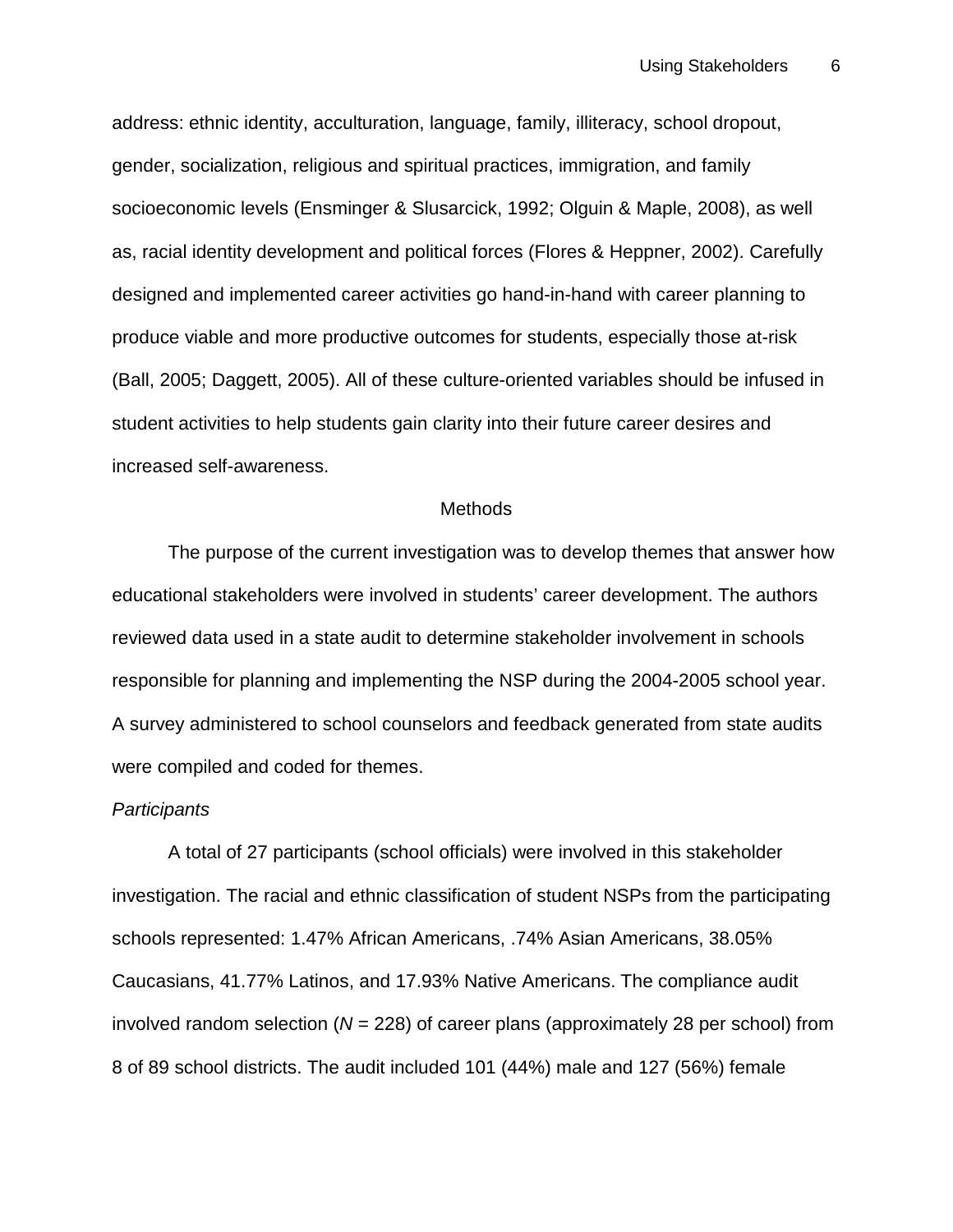address: ethnic identity, acculturation, language, family, illiteracy, school dropout, gender, socialization, religious and spiritual practices, immigration, and family socioeconomic levels (Ensminger & Slusarcick, 1992; Olguin & Maple, 2008), as well as, racial identity development and political forces (Flores & Heppner, 2002). Carefully designed and implemented career activities go hand-in-hand with career planning to produce viable and more productive outcomes for students, especially those at-risk (Ball, 2005; Daggett, 2005). All of these culture-oriented variables should be infused in student activities to help students gain clarity into their future career desires and increased self-awareness.

## Methods

The purpose of the current investigation was to develop themes that answer how educational stakeholders were involved in students' career development. The authors reviewed data used in a state audit to determine stakeholder involvement in schools responsible for planning and implementing the NSP during the 2004-2005 school year. A survey administered to school counselors and feedback generated from state audits were compiled and coded for themes.

### *Participants*

A total of 27 participants (school officials) were involved in this stakeholder investigation. The racial and ethnic classification of student NSPs from the participating schools represented: 1.47% African Americans, .74% Asian Americans, 38.05% Caucasians, 41.77% Latinos, and 17.93% Native Americans. The compliance audit involved random selection ($N$ = 228) of career plans (approximately 28 per school) from 8 of 89 school districts. The audit included 101 (44%) male and 127 (56%) female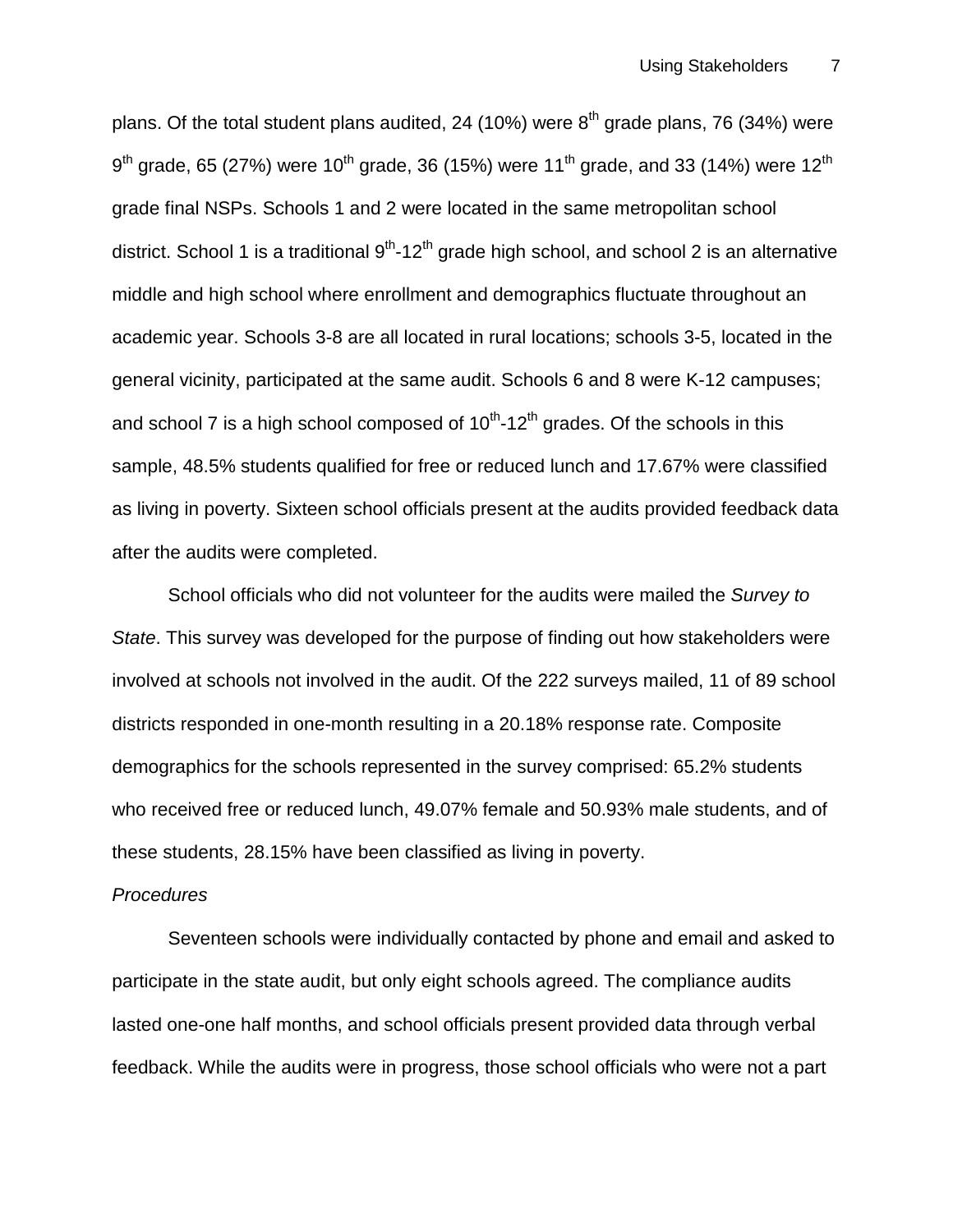plans. Of the total student plans audited, 24 (10%) were $8^{th}$ grade plans, 76 (34%) were $9^{th}$ grade, 65 (27%) were $10^{th}$ grade, 36 (15%) were $11^{th}$ grade, and 33 (14%) were $12^{th}$ grade final NSPs. Schools 1 and 2 were located in the same metropolitan school district. School 1 is a traditional $9^{th}$-$12^{th}$ grade high school, and school 2 is an alternative middle and high school where enrollment and demographics fluctuate throughout an academic year. Schools 3-8 are all located in rural locations; schools 3-5, located in the general vicinity, participated at the same audit. Schools 6 and 8 were K-12 campuses; and school 7 is a high school composed of $10^{th}$-$12^{th}$ grades. Of the schools in this sample, 48.5% students qualified for free or reduced lunch and 17.67% were classified as living in poverty. Sixteen school officials present at the audits provided feedback data after the audits were completed.

School officials who did not volunteer for the audits were mailed the *Survey to State*. This survey was developed for the purpose of finding out how stakeholders were involved at schools not involved in the audit. Of the 222 surveys mailed, 11 of 89 school districts responded in one-month resulting in a 20.18% response rate. Composite demographics for the schools represented in the survey comprised: 65.2% students who received free or reduced lunch, 49.07% female and 50.93% male students, and of these students, 28.15% have been classified as living in poverty.

*Procedures*

Seventeen schools were individually contacted by phone and email and asked to participate in the state audit, but only eight schools agreed. The compliance audits lasted one-one half months, and school officials present provided data through verbal feedback. While the audits were in progress, those school officials who were not a part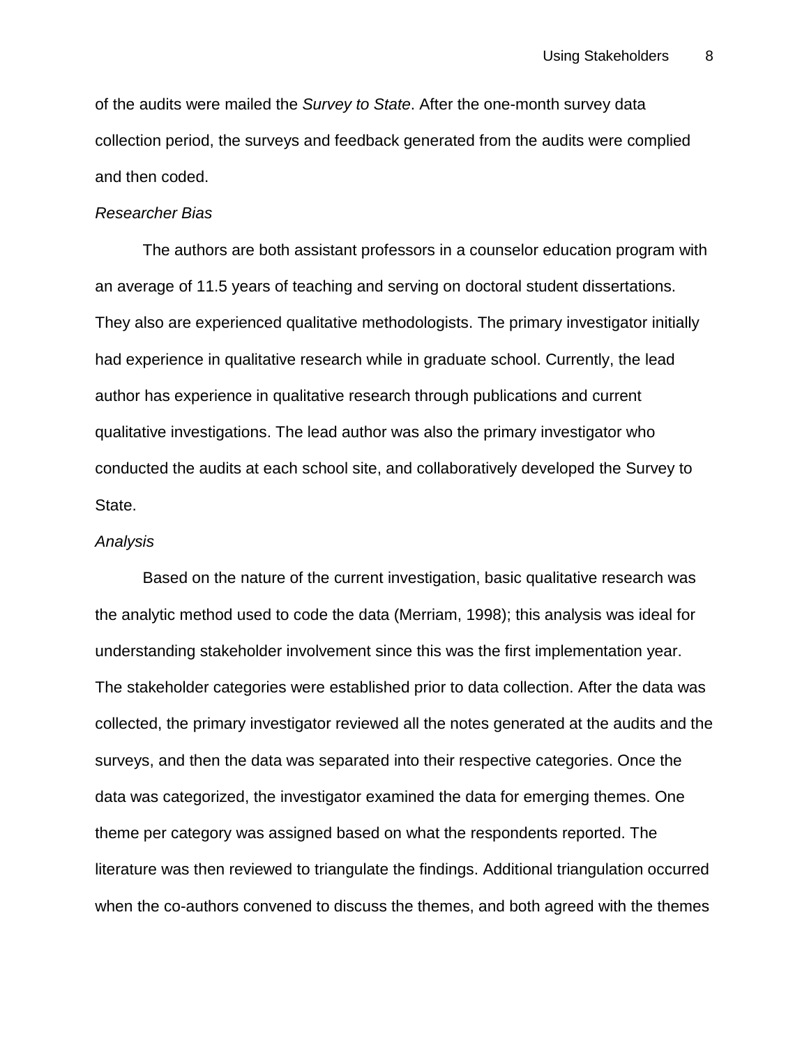of the audits were mailed the *Survey to State*. After the one-month survey data collection period, the surveys and feedback generated from the audits were complied and then coded.

### *Researcher Bias*

The authors are both assistant professors in a counselor education program with an average of 11.5 years of teaching and serving on doctoral student dissertations. They also are experienced qualitative methodologists. The primary investigator initially had experience in qualitative research while in graduate school. Currently, the lead author has experience in qualitative research through publications and current qualitative investigations. The lead author was also the primary investigator who conducted the audits at each school site, and collaboratively developed the Survey to State.

### *Analysis*

Based on the nature of the current investigation, basic qualitative research was the analytic method used to code the data (Merriam, 1998); this analysis was ideal for understanding stakeholder involvement since this was the first implementation year. The stakeholder categories were established prior to data collection. After the data was collected, the primary investigator reviewed all the notes generated at the audits and the surveys, and then the data was separated into their respective categories. Once the data was categorized, the investigator examined the data for emerging themes. One theme per category was assigned based on what the respondents reported. The literature was then reviewed to triangulate the findings. Additional triangulation occurred when the co-authors convened to discuss the themes, and both agreed with the themes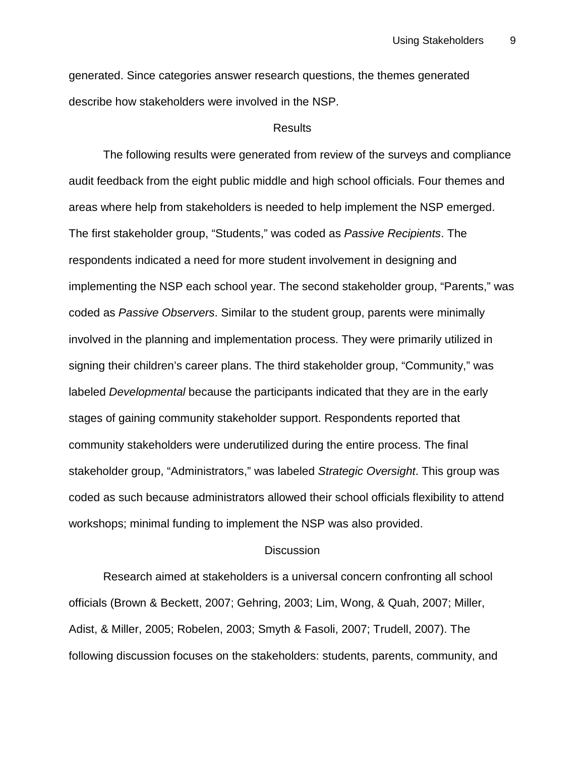generated. Since categories answer research questions, the themes generated describe how stakeholders were involved in the NSP.

## Results

The following results were generated from review of the surveys and compliance audit feedback from the eight public middle and high school officials. Four themes and areas where help from stakeholders is needed to help implement the NSP emerged. The first stakeholder group, “Students,” was coded as *Passive Recipients*. The respondents indicated a need for more student involvement in designing and implementing the NSP each school year. The second stakeholder group, “Parents,” was coded as *Passive Observers*. Similar to the student group, parents were minimally involved in the planning and implementation process. They were primarily utilized in signing their children’s career plans. The third stakeholder group, “Community,” was labeled *Developmental* because the participants indicated that they are in the early stages of gaining community stakeholder support. Respondents reported that community stakeholders were underutilized during the entire process. The final stakeholder group, “Administrators,” was labeled *Strategic Oversight*. This group was coded as such because administrators allowed their school officials flexibility to attend workshops; minimal funding to implement the NSP was also provided.

## Discussion

Research aimed at stakeholders is a universal concern confronting all school officials (Brown & Beckett, 2007; Gehring, 2003; Lim, Wong, & Quah, 2007; Miller, Adist, & Miller, 2005; Robelen, 2003; Smyth & Fasoli, 2007; Trudell, 2007). The following discussion focuses on the stakeholders: students, parents, community, and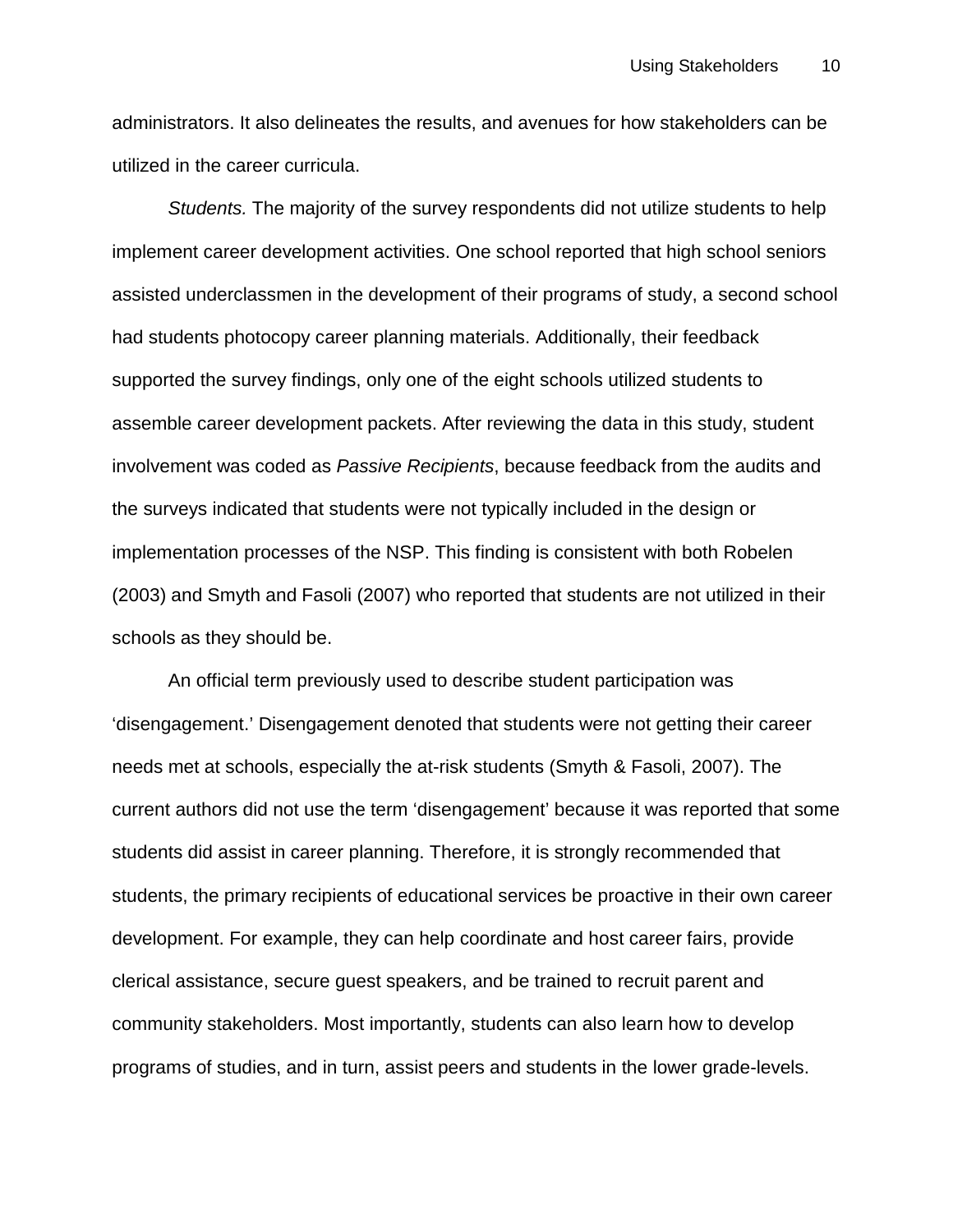administrators. It also delineates the results, and avenues for how stakeholders can be utilized in the career curricula.

*Students.* The majority of the survey respondents did not utilize students to help implement career development activities. One school reported that high school seniors assisted underclassmen in the development of their programs of study, a second school had students photocopy career planning materials. Additionally, their feedback supported the survey findings, only one of the eight schools utilized students to assemble career development packets. After reviewing the data in this study, student involvement was coded as *Passive Recipients*, because feedback from the audits and the surveys indicated that students were not typically included in the design or implementation processes of the NSP. This finding is consistent with both Robelen (2003) and Smyth and Fasoli (2007) who reported that students are not utilized in their schools as they should be.

An official term previously used to describe student participation was 'disengagement.' Disengagement denoted that students were not getting their career needs met at schools, especially the at-risk students (Smyth & Fasoli, 2007). The current authors did not use the term 'disengagement' because it was reported that some students did assist in career planning. Therefore, it is strongly recommended that students, the primary recipients of educational services be proactive in their own career development. For example, they can help coordinate and host career fairs, provide clerical assistance, secure guest speakers, and be trained to recruit parent and community stakeholders. Most importantly, students can also learn how to develop programs of studies, and in turn, assist peers and students in the lower grade-levels.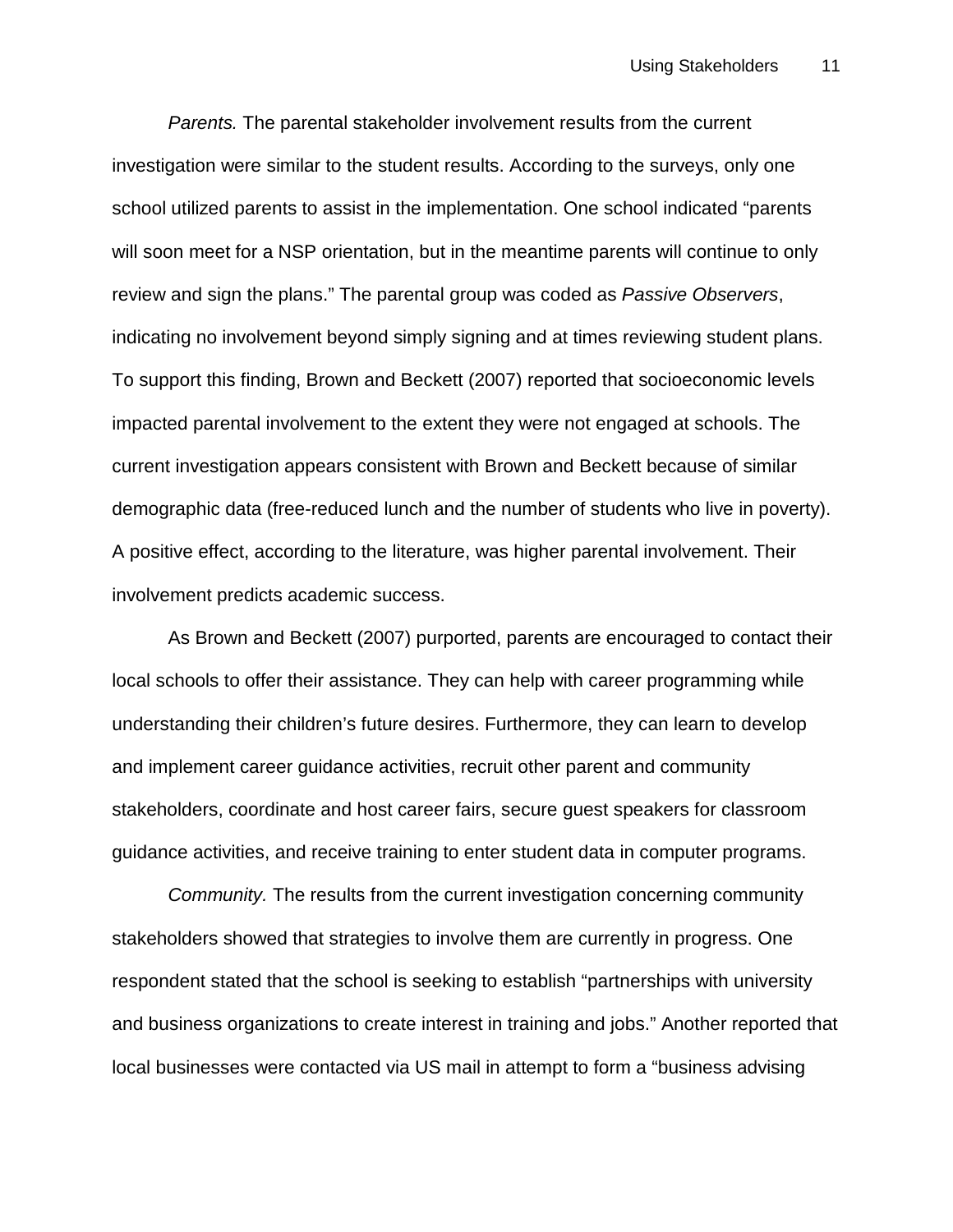*Parents.* The parental stakeholder involvement results from the current investigation were similar to the student results. According to the surveys, only one school utilized parents to assist in the implementation. One school indicated “parents will soon meet for a NSP orientation, but in the meantime parents will continue to only review and sign the plans.” The parental group was coded as *Passive Observers*, indicating no involvement beyond simply signing and at times reviewing student plans. To support this finding, Brown and Beckett (2007) reported that socioeconomic levels impacted parental involvement to the extent they were not engaged at schools. The current investigation appears consistent with Brown and Beckett because of similar demographic data (free-reduced lunch and the number of students who live in poverty). A positive effect, according to the literature, was higher parental involvement. Their involvement predicts academic success.

As Brown and Beckett (2007) purported, parents are encouraged to contact their local schools to offer their assistance. They can help with career programming while understanding their children’s future desires. Furthermore, they can learn to develop and implement career guidance activities, recruit other parent and community stakeholders, coordinate and host career fairs, secure guest speakers for classroom guidance activities, and receive training to enter student data in computer programs.

*Community.* The results from the current investigation concerning community stakeholders showed that strategies to involve them are currently in progress. One respondent stated that the school is seeking to establish “partnerships with university and business organizations to create interest in training and jobs.” Another reported that local businesses were contacted via US mail in attempt to form a “business advising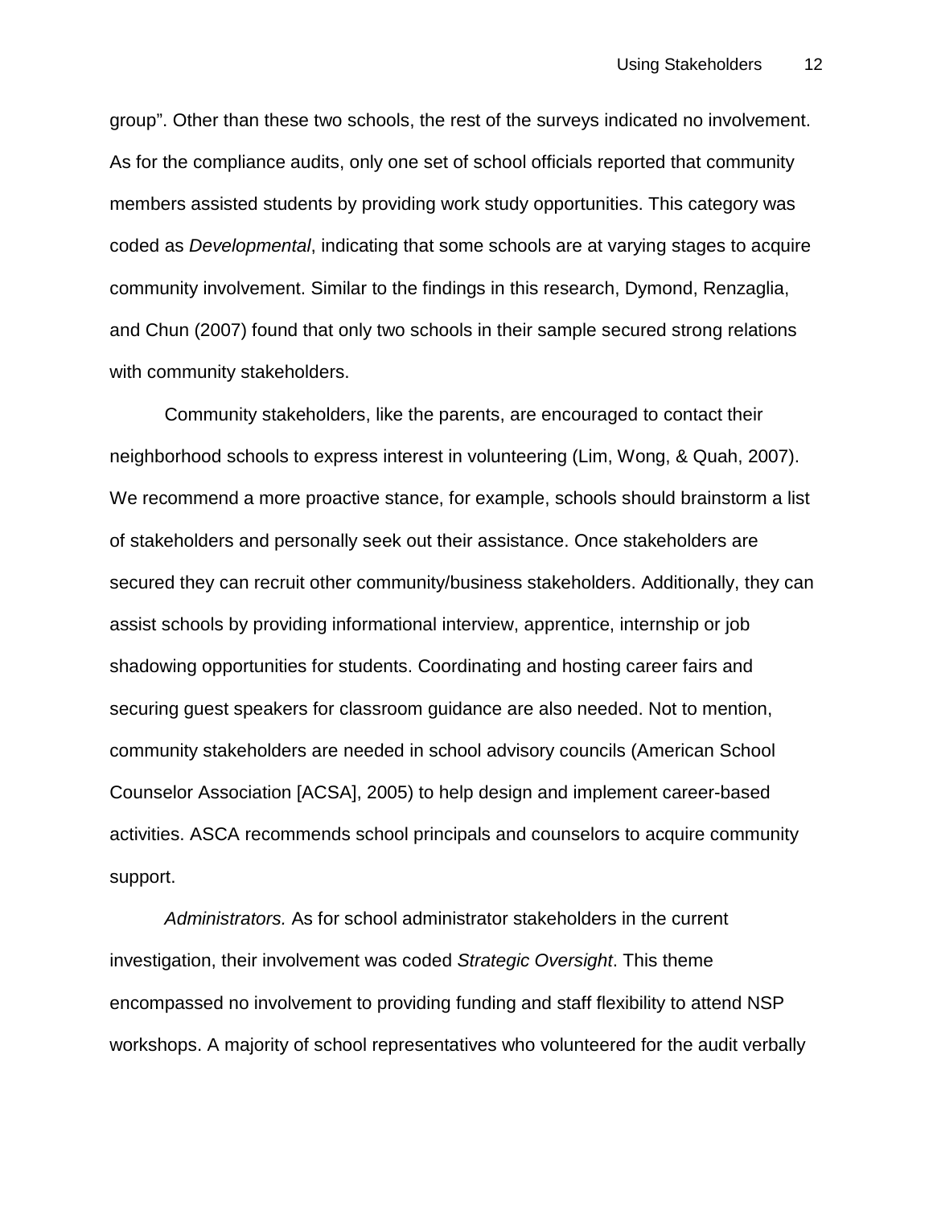group". Other than these two schools, the rest of the surveys indicated no involvement. As for the compliance audits, only one set of school officials reported that community members assisted students by providing work study opportunities. This category was coded as *Developmental*, indicating that some schools are at varying stages to acquire community involvement. Similar to the findings in this research, Dymond, Renzaglia, and Chun (2007) found that only two schools in their sample secured strong relations with community stakeholders.

Community stakeholders, like the parents, are encouraged to contact their neighborhood schools to express interest in volunteering (Lim, Wong, & Quah, 2007). We recommend a more proactive stance, for example, schools should brainstorm a list of stakeholders and personally seek out their assistance. Once stakeholders are secured they can recruit other community/business stakeholders. Additionally, they can assist schools by providing informational interview, apprentice, internship or job shadowing opportunities for students. Coordinating and hosting career fairs and securing guest speakers for classroom guidance are also needed. Not to mention, community stakeholders are needed in school advisory councils (American School Counselor Association [ACSA], 2005) to help design and implement career-based activities. ASCA recommends school principals and counselors to acquire community support.

*Administrators.* As for school administrator stakeholders in the current investigation, their involvement was coded *Strategic Oversight*. This theme encompassed no involvement to providing funding and staff flexibility to attend NSP workshops. A majority of school representatives who volunteered for the audit verbally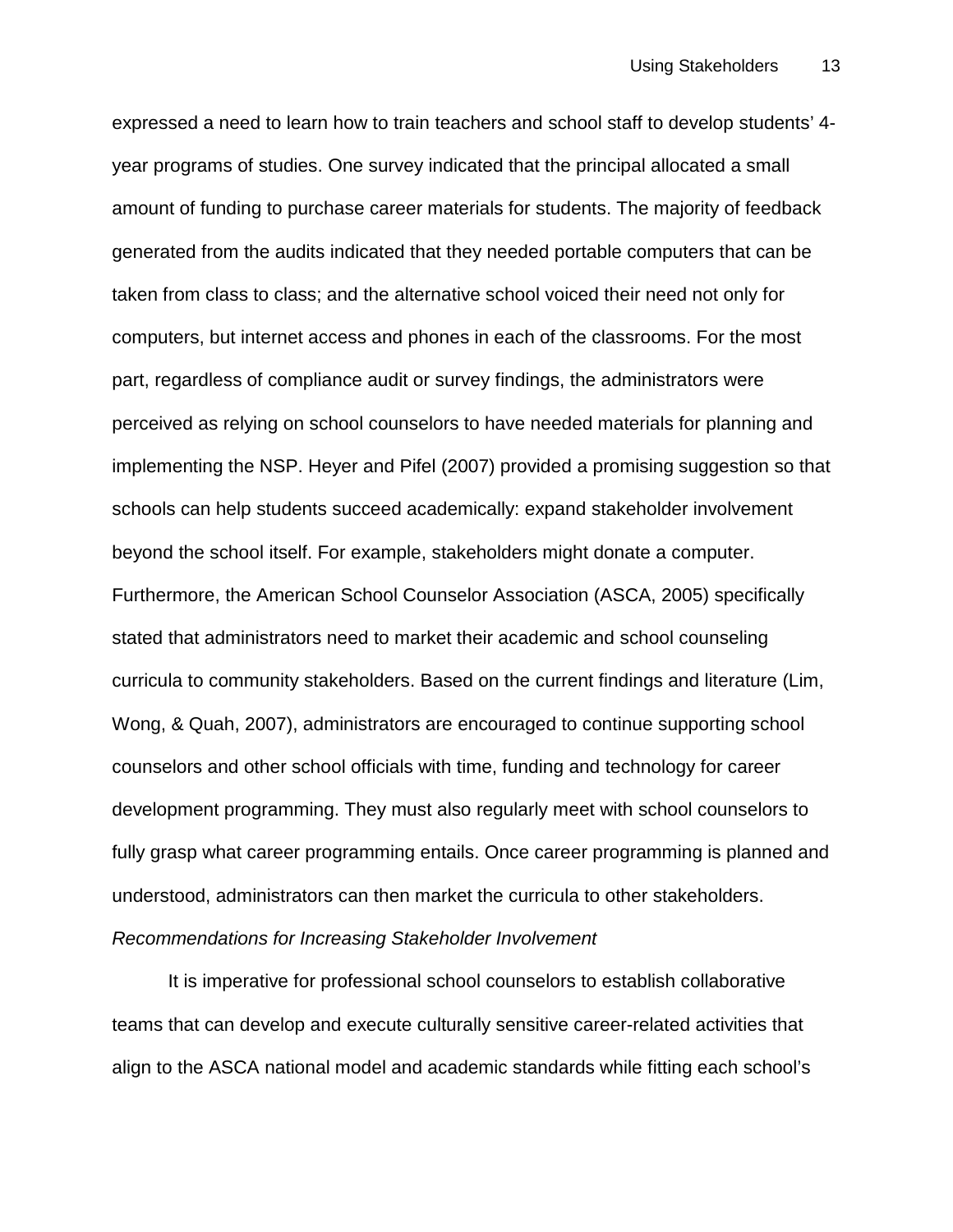expressed a need to learn how to train teachers and school staff to develop students' 4-year programs of studies. One survey indicated that the principal allocated a small amount of funding to purchase career materials for students. The majority of feedback generated from the audits indicated that they needed portable computers that can be taken from class to class; and the alternative school voiced their need not only for computers, but internet access and phones in each of the classrooms. For the most part, regardless of compliance audit or survey findings, the administrators were perceived as relying on school counselors to have needed materials for planning and implementing the NSP. Heyer and Pifel (2007) provided a promising suggestion so that schools can help students succeed academically: expand stakeholder involvement beyond the school itself. For example, stakeholders might donate a computer. Furthermore, the American School Counselor Association (ASCA, 2005) specifically stated that administrators need to market their academic and school counseling curricula to community stakeholders. Based on the current findings and literature (Lim, Wong, & Quah, 2007), administrators are encouraged to continue supporting school counselors and other school officials with time, funding and technology for career development programming. They must also regularly meet with school counselors to fully grasp what career programming entails. Once career programming is planned and understood, administrators can then market the curricula to other stakeholders.

*Recommendations for Increasing Stakeholder Involvement*

It is imperative for professional school counselors to establish collaborative teams that can develop and execute culturally sensitive career-related activities that align to the ASCA national model and academic standards while fitting each school's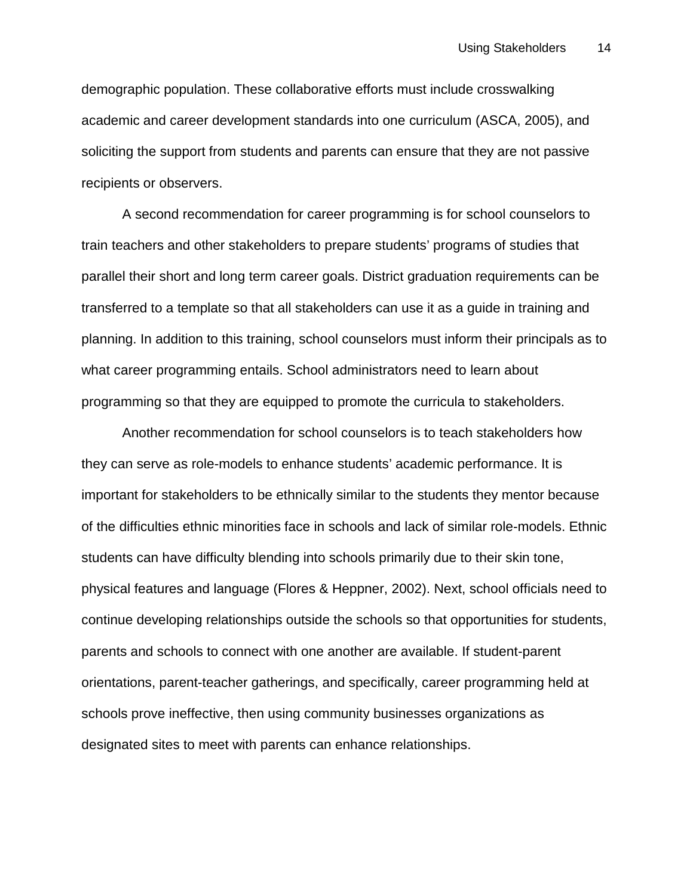demographic population. These collaborative efforts must include crosswalking academic and career development standards into one curriculum (ASCA, 2005), and soliciting the support from students and parents can ensure that they are not passive recipients or observers.

A second recommendation for career programming is for school counselors to train teachers and other stakeholders to prepare students' programs of studies that parallel their short and long term career goals. District graduation requirements can be transferred to a template so that all stakeholders can use it as a guide in training and planning. In addition to this training, school counselors must inform their principals as to what career programming entails. School administrators need to learn about programming so that they are equipped to promote the curricula to stakeholders.

Another recommendation for school counselors is to teach stakeholders how they can serve as role-models to enhance students' academic performance. It is important for stakeholders to be ethnically similar to the students they mentor because of the difficulties ethnic minorities face in schools and lack of similar role-models. Ethnic students can have difficulty blending into schools primarily due to their skin tone, physical features and language (Flores & Heppner, 2002). Next, school officials need to continue developing relationships outside the schools so that opportunities for students, parents and schools to connect with one another are available. If student-parent orientations, parent-teacher gatherings, and specifically, career programming held at schools prove ineffective, then using community businesses organizations as designated sites to meet with parents can enhance relationships.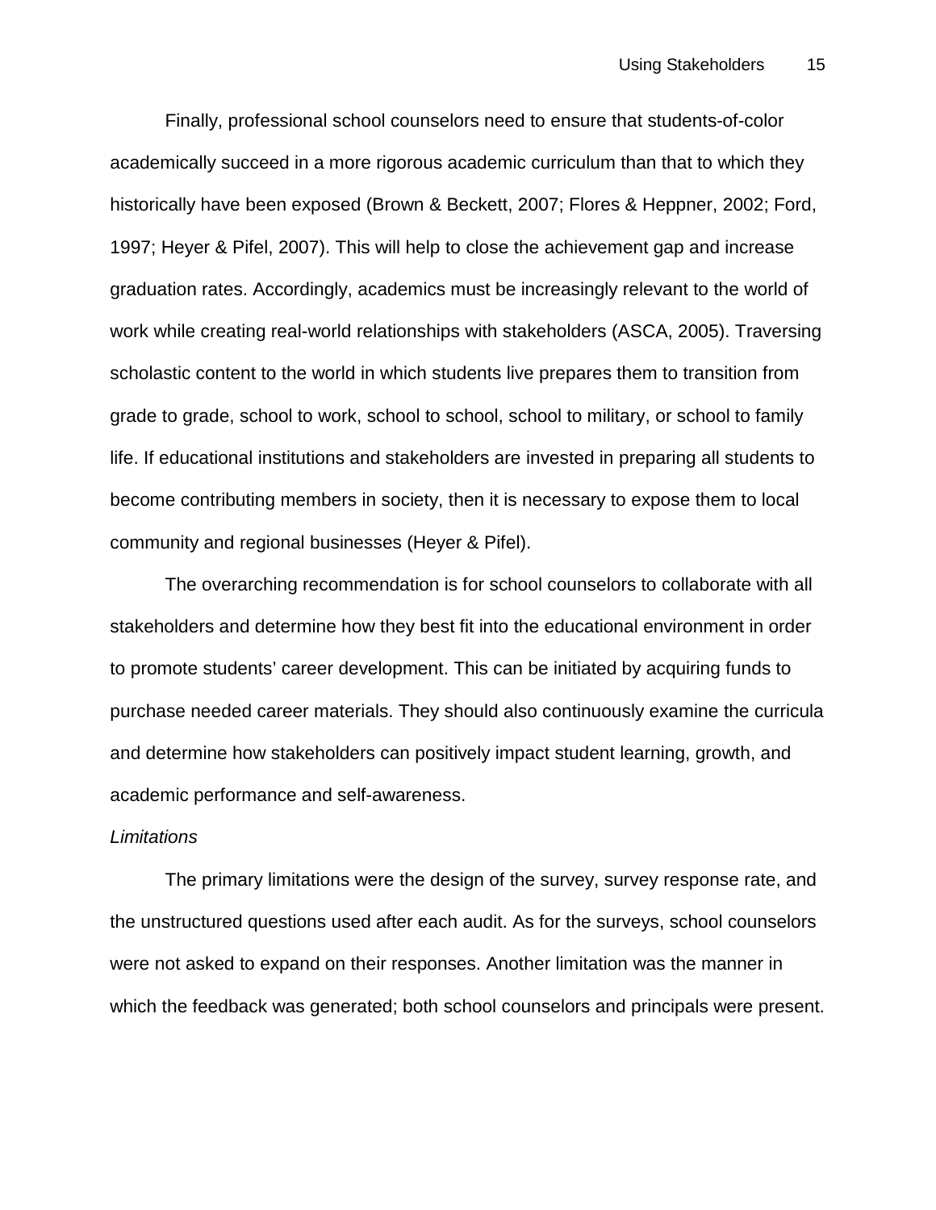Finally, professional school counselors need to ensure that students-of-color academically succeed in a more rigorous academic curriculum than that to which they historically have been exposed (Brown & Beckett, 2007; Flores & Heppner, 2002; Ford, 1997; Heyer & Pifel, 2007). This will help to close the achievement gap and increase graduation rates. Accordingly, academics must be increasingly relevant to the world of work while creating real-world relationships with stakeholders (ASCA, 2005). Traversing scholastic content to the world in which students live prepares them to transition from grade to grade, school to work, school to school, school to military, or school to family life. If educational institutions and stakeholders are invested in preparing all students to become contributing members in society, then it is necessary to expose them to local community and regional businesses (Heyer & Pifel).

The overarching recommendation is for school counselors to collaborate with all stakeholders and determine how they best fit into the educational environment in order to promote students' career development. This can be initiated by acquiring funds to purchase needed career materials. They should also continuously examine the curricula and determine how stakeholders can positively impact student learning, growth, and academic performance and self-awareness.

*Limitations*

The primary limitations were the design of the survey, survey response rate, and the unstructured questions used after each audit. As for the surveys, school counselors were not asked to expand on their responses. Another limitation was the manner in which the feedback was generated; both school counselors and principals were present.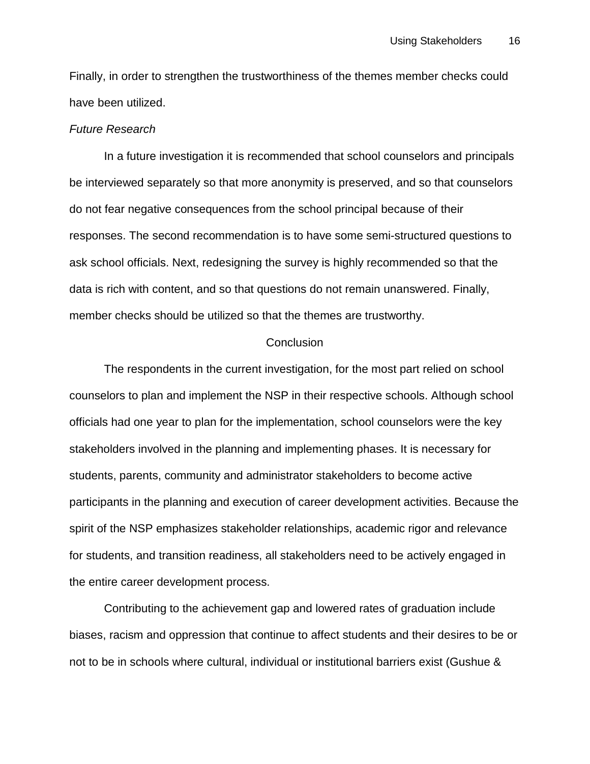Finally, in order to strengthen the trustworthiness of the themes member checks could have been utilized.

*Future Research*

In a future investigation it is recommended that school counselors and principals be interviewed separately so that more anonymity is preserved, and so that counselors do not fear negative consequences from the school principal because of their responses. The second recommendation is to have some semi-structured questions to ask school officials. Next, redesigning the survey is highly recommended so that the data is rich with content, and so that questions do not remain unanswered. Finally, member checks should be utilized so that the themes are trustworthy.

## Conclusion

The respondents in the current investigation, for the most part relied on school counselors to plan and implement the NSP in their respective schools. Although school officials had one year to plan for the implementation, school counselors were the key stakeholders involved in the planning and implementing phases. It is necessary for students, parents, community and administrator stakeholders to become active participants in the planning and execution of career development activities. Because the spirit of the NSP emphasizes stakeholder relationships, academic rigor and relevance for students, and transition readiness, all stakeholders need to be actively engaged in the entire career development process.

Contributing to the achievement gap and lowered rates of graduation include biases, racism and oppression that continue to affect students and their desires to be or not to be in schools where cultural, individual or institutional barriers exist (Gushue &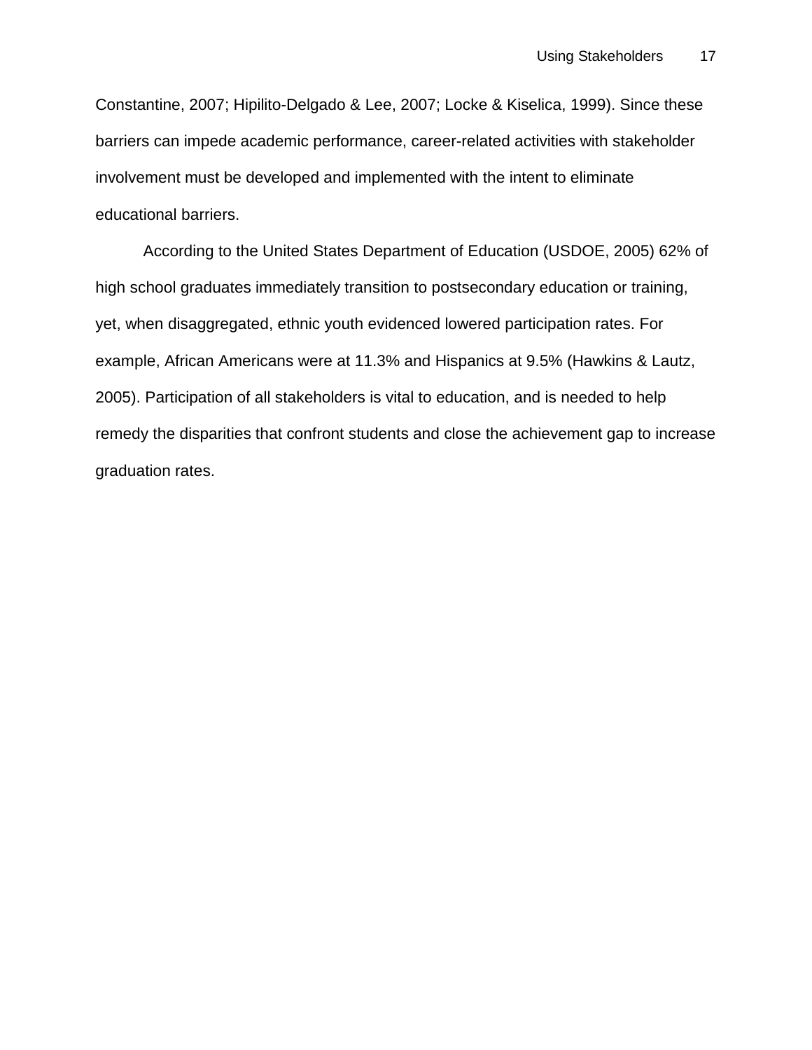Constantine, 2007; Hipilito-Delgado & Lee, 2007; Locke & Kiselica, 1999). Since these barriers can impede academic performance, career-related activities with stakeholder involvement must be developed and implemented with the intent to eliminate educational barriers.

According to the United States Department of Education (USDOE, 2005) 62% of high school graduates immediately transition to postsecondary education or training, yet, when disaggregated, ethnic youth evidenced lowered participation rates. For example, African Americans were at 11.3% and Hispanics at 9.5% (Hawkins & Lautz, 2005). Participation of all stakeholders is vital to education, and is needed to help remedy the disparities that confront students and close the achievement gap to increase graduation rates.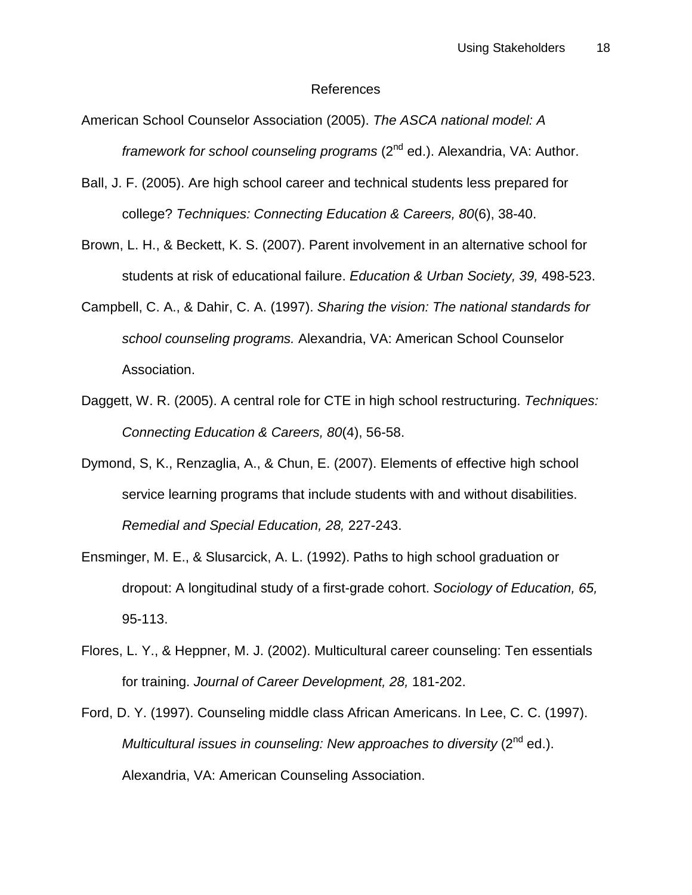# References

American School Counselor Association (2005). *The ASCA national model: A framework for school counseling programs* (2nd ed.). Alexandria, VA: Author.

Ball, J. F. (2005). Are high school career and technical students less prepared for college? *Techniques: Connecting Education & Careers, 80*(6), 38-40.

Brown, L. H., & Beckett, K. S. (2007). Parent involvement in an alternative school for students at risk of educational failure. *Education & Urban Society, 39,* 498-523.

Campbell, C. A., & Dahir, C. A. (1997). *Sharing the vision: The national standards for school counseling programs.* Alexandria, VA: American School Counselor Association.

Daggett, W. R. (2005). A central role for CTE in high school restructuring. *Techniques: Connecting Education & Careers, 80*(4), 56-58.

Dymond, S, K., Renzaglia, A., & Chun, E. (2007). Elements of effective high school service learning programs that include students with and without disabilities. *Remedial and Special Education, 28,* 227-243.

Ensminger, M. E., & Slusarcick, A. L. (1992). Paths to high school graduation or dropout: A longitudinal study of a first-grade cohort. *Sociology of Education, 65,* 95-113.

Flores, L. Y., & Heppner, M. J. (2002). Multicultural career counseling: Ten essentials for training. *Journal of Career Development, 28,* 181-202.

Ford, D. Y. (1997). Counseling middle class African Americans. In Lee, C. C. (1997). *Multicultural issues in counseling: New approaches to diversity* (2nd ed.). Alexandria, VA: American Counseling Association.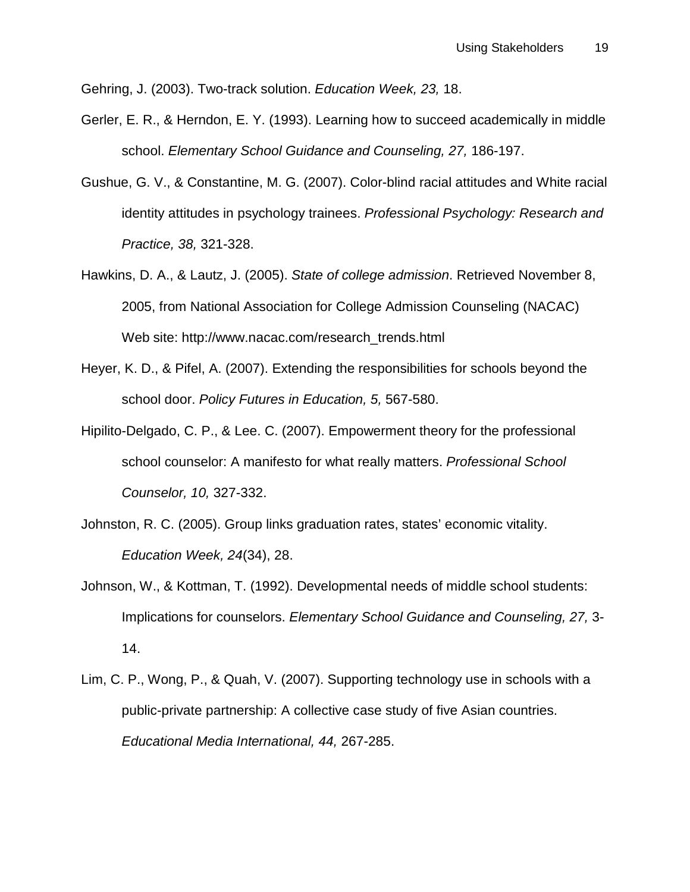Gehring, J. (2003). Two-track solution. *Education Week, 23,* 18.

Gerler, E. R., & Herndon, E. Y. (1993). Learning how to succeed academically in middle school. *Elementary School Guidance and Counseling, 27,* 186-197.

Gushue, G. V., & Constantine, M. G. (2007). Color-blind racial attitudes and White racial identity attitudes in psychology trainees. *Professional Psychology: Research and Practice, 38,* 321-328.

Hawkins, D. A., & Lautz, J. (2005). *State of college admission*. Retrieved November 8, 2005, from National Association for College Admission Counseling (NACAC) Web site: http://www.nacac.com/research_trends.html

Heyer, K. D., & Pifel, A. (2007). Extending the responsibilities for schools beyond the school door. *Policy Futures in Education, 5,* 567-580.

Hipilito-Delgado, C. P., & Lee. C. (2007). Empowerment theory for the professional school counselor: A manifesto for what really matters. *Professional School Counselor, 10,* 327-332.

Johnston, R. C. (2005). Group links graduation rates, states' economic vitality. *Education Week, 24*(34), 28.

Johnson, W., & Kottman, T. (1992). Developmental needs of middle school students: Implications for counselors. *Elementary School Guidance and Counseling, 27,* 3-14.

Lim, C. P., Wong, P., & Quah, V. (2007). Supporting technology use in schools with a public-private partnership: A collective case study of five Asian countries. *Educational Media International, 44,* 267-285.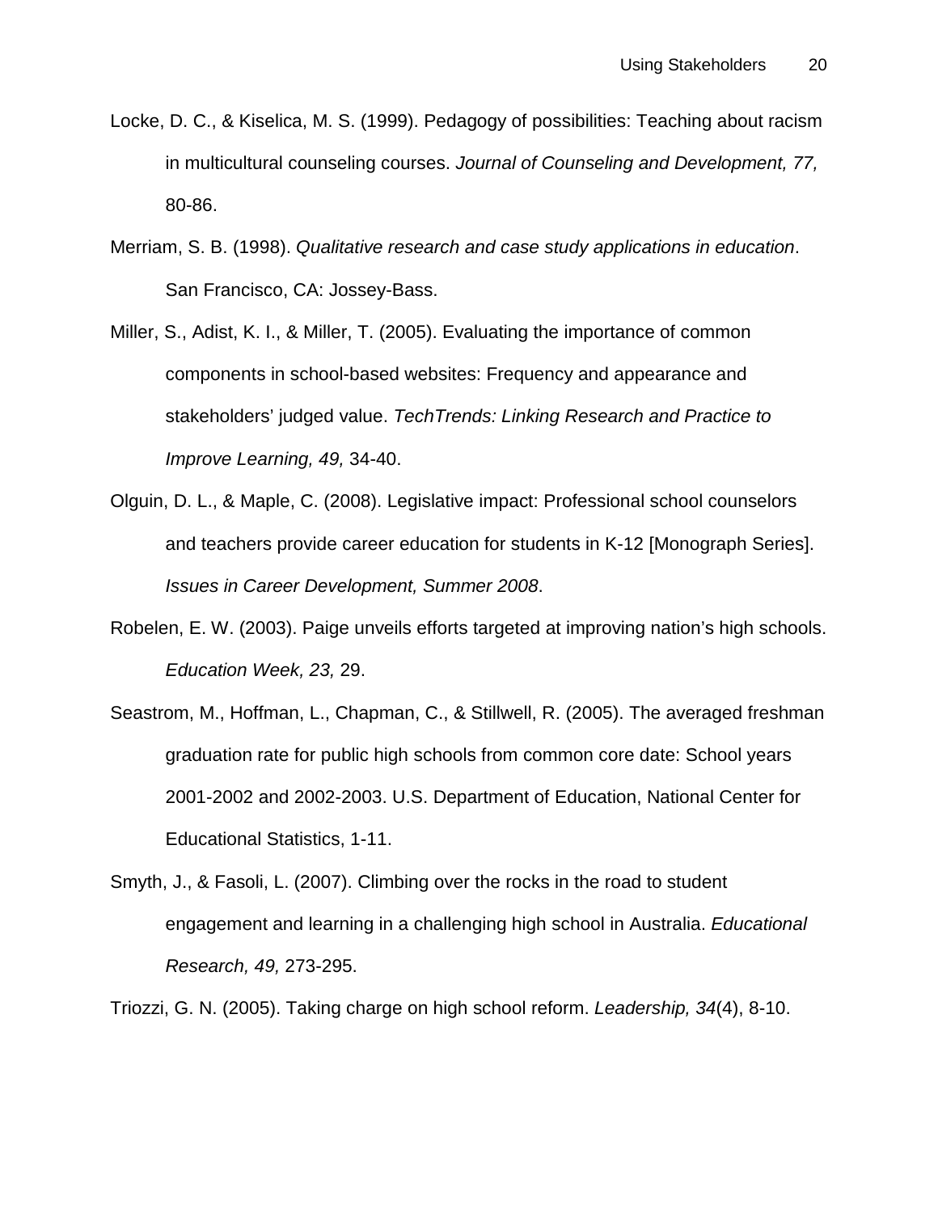Locke, D. C., & Kiselica, M. S. (1999). Pedagogy of possibilities: Teaching about racism in multicultural counseling courses. *Journal of Counseling and Development, 77,* 80-86.

Merriam, S. B. (1998). *Qualitative research and case study applications in education*. San Francisco, CA: Jossey-Bass.

Miller, S., Adist, K. I., & Miller, T. (2005). Evaluating the importance of common components in school-based websites: Frequency and appearance and stakeholders' judged value. *TechTrends: Linking Research and Practice to Improve Learning, 49,* 34-40.

Olguin, D. L., & Maple, C. (2008). Legislative impact: Professional school counselors and teachers provide career education for students in K-12 [Monograph Series]. *Issues in Career Development, Summer 2008*.

Robelen, E. W. (2003). Paige unveils efforts targeted at improving nation's high schools. *Education Week, 23,* 29.

Seastrom, M., Hoffman, L., Chapman, C., & Stillwell, R. (2005). The averaged freshman graduation rate for public high schools from common core date: School years 2001-2002 and 2002-2003. U.S. Department of Education, National Center for Educational Statistics, 1-11.

Smyth, J., & Fasoli, L. (2007). Climbing over the rocks in the road to student engagement and learning in a challenging high school in Australia. *Educational Research, 49,* 273-295.

Triozzi, G. N. (2005). Taking charge on high school reform. *Leadership, 34*(4), 8-10.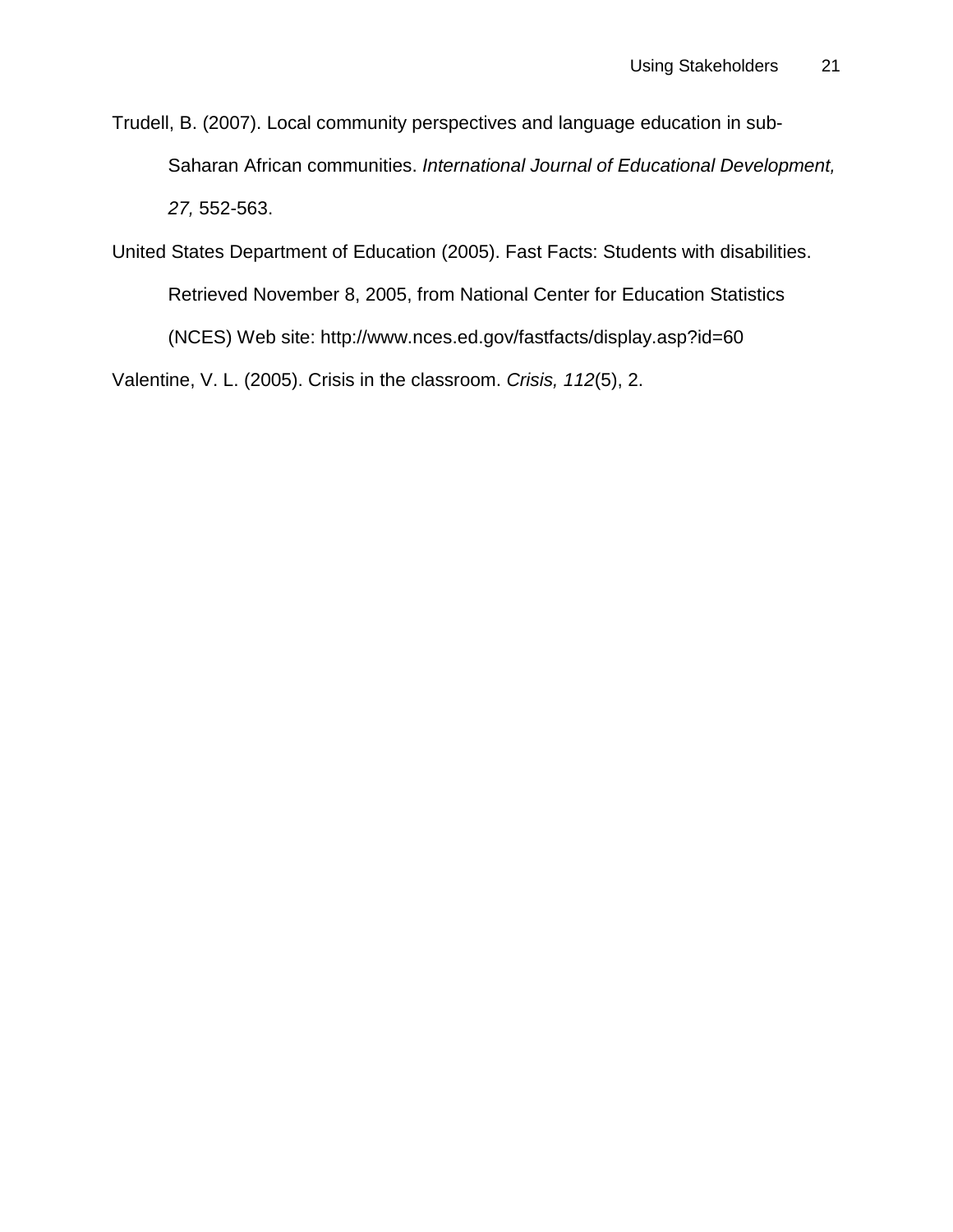Trudell, B. (2007). Local community perspectives and language education in sub-Saharan African communities. *International Journal of Educational Development, 27,* 552-563.

United States Department of Education (2005). Fast Facts: Students with disabilities. Retrieved November 8, 2005, from National Center for Education Statistics (NCES) Web site: http://www.nces.ed.gov/fastfacts/display.asp?id=60

Valentine, V. L. (2005). Crisis in the classroom. *Crisis, 112*(5), 2.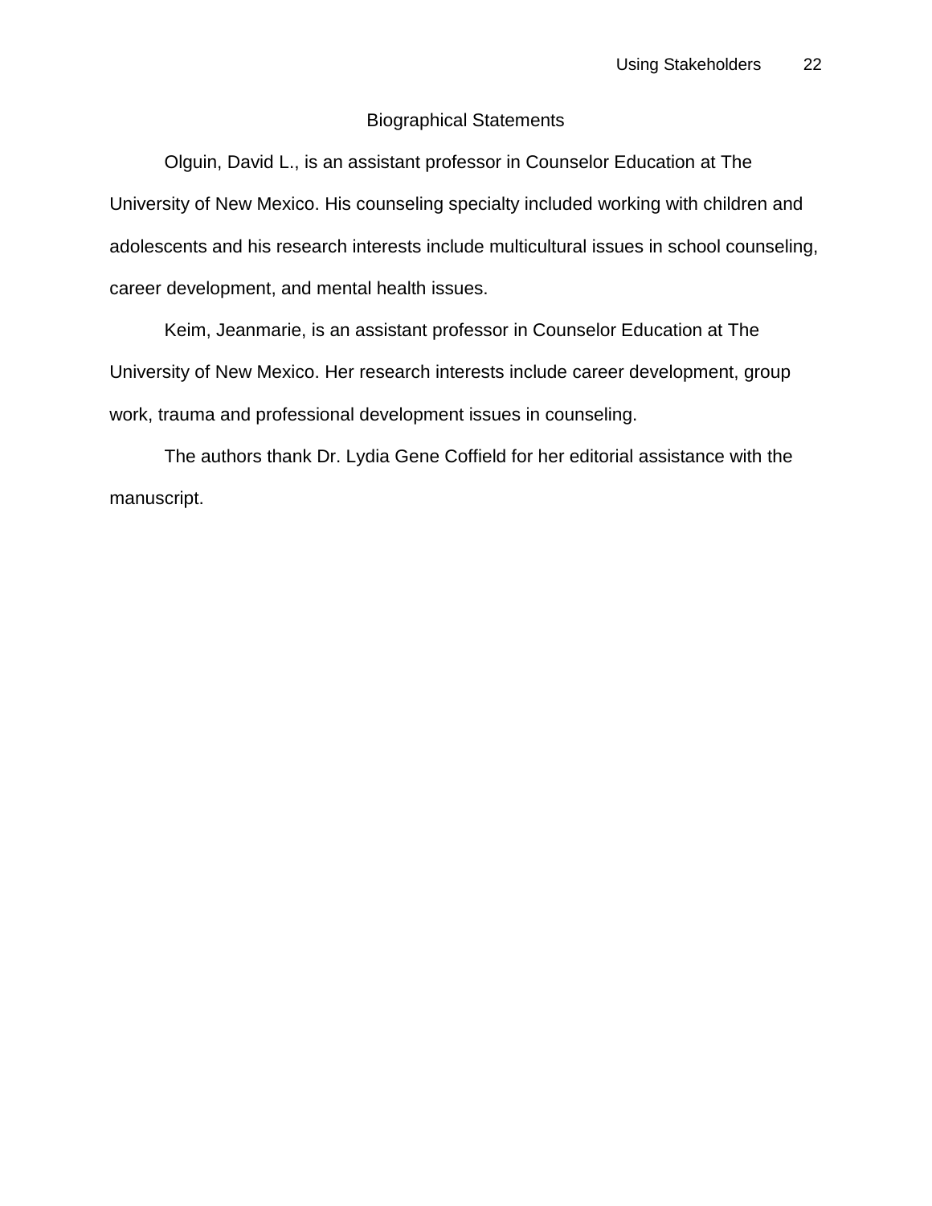# Biographical Statements

Olguin, David L., is an assistant professor in Counselor Education at The University of New Mexico. His counseling specialty included working with children and adolescents and his research interests include multicultural issues in school counseling, career development, and mental health issues.

Keim, Jeanmarie, is an assistant professor in Counselor Education at The University of New Mexico. Her research interests include career development, group work, trauma and professional development issues in counseling.

The authors thank Dr. Lydia Gene Coffield for her editorial assistance with the manuscript.